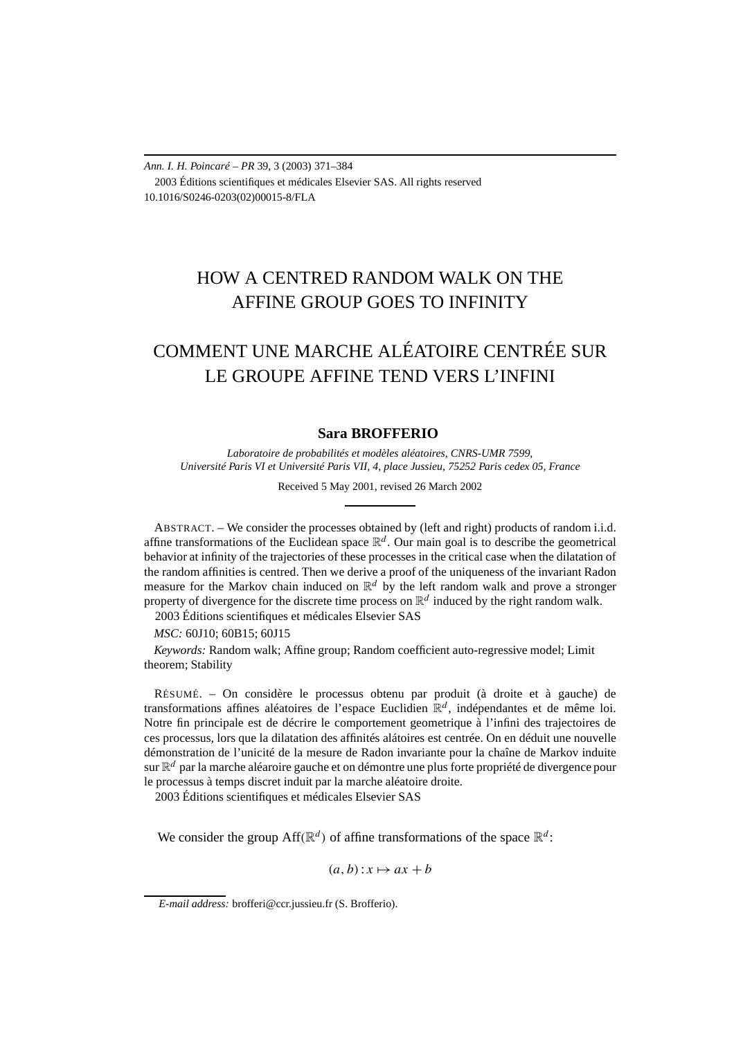# HOW A CENTRED RANDOM WALK ON THE AFFINE GROUP GOES TO INFINITY

# COMMENT UNE MARCHE ALÉATOIRE CENTRÉE SUR LE GROUPE AFFINE TEND VERS L'INFINI

**Sara BROFFERIO**

*Laboratoire de probabilités et modèles aléatoires, CNRS-UMR 7599, Université Paris VI et Université Paris VII, 4, place Jussieu, 75252 Paris cedex 05, France*

Received 5 May 2001, revised 26 March 2002

ABSTRACT. – We consider the processes obtained by (left and right) products of random i.i.d. affine transformations of the Euclidean space $\mathbb{R}^d$. Our main goal is to describe the geometrical behavior at infinity of the trajectories of these processes in the critical case when the dilatation of the random affinities is centred. Then we derive a proof of the uniqueness of the invariant Radon measure for the Markov chain induced on $\mathbb{R}^d$ by the left random walk and prove a stronger property of divergence for the discrete time process on $\mathbb{R}^d$ induced by the right random walk.
2003 Éditions scientifiques et médicales Elsevier SAS

*MSC:* 60J10; 60B15; 60J15

*Keywords:* Random walk; Affine group; Random coefficient auto-regressive model; Limit theorem; Stability

RÉSUMÉ. – On considère le processus obtenu par produit (à droite et à gauche) de transformations affines aléatoires de l'espace Euclidien $\mathbb{R}^d$, indépendantes et de même loi. Notre fin principale est de décrire le comportement geometrique à l'infini des trajectoires de ces processus, lors que la dilatation des affinités alátoires est centrée. On en déduit une nouvelle démonstration de l'unicité de la mesure de Radon invariante pour la chaîne de Markov induite sur $\mathbb{R}^d$ par la marche aléaroire gauche et on démontre une plus forte propriété de divergence pour le processus à temps discret induit par la marche aléatoire droite.
2003 Éditions scientifiques et médicales Elsevier SAS

We consider the group $\mathrm{Aff}(\mathbb{R}^d)$ of affine transformations of the space $\mathbb{R}^d$:

$$(a, b): x \mapsto ax + b$$

*E-mail address:* brofferi@ccr.jussieu.fr (S. Brofferio).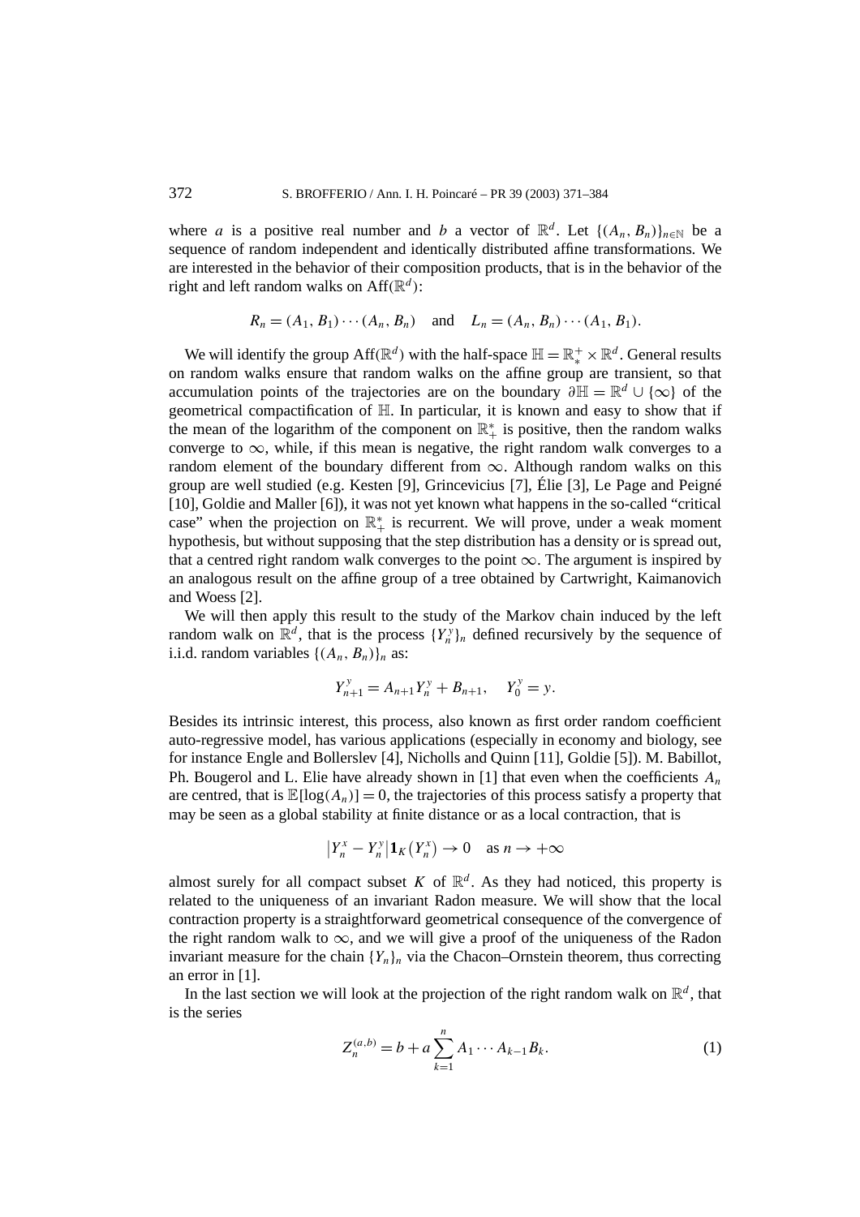where $a$ is a positive real number and $b$ a vector of $\mathbb{R}^d$. Let $\{(A_n, B_n)\}_{n\in\mathbb{N}}$ be a sequence of random independent and identically distributed affine transformations. We are interested in the behavior of their composition products, that is in the behavior of the right and left random walks on $\text{Aff}(\mathbb{R}^d)$:

$$R_n = (A_1, B_1)\cdots(A_n, B_n) \quad \text{and} \quad L_n = (A_n, B_n)\cdots(A_1, B_1).$$

We will identify the group $\text{Aff}(\mathbb{R}^d)$ with the half-space $\mathbb{H} = \mathbb{R}_*^+ \times \mathbb{R}^d$. General results on random walks ensure that random walks on the affine group are transient, so that accumulation points of the trajectories are on the boundary $\partial\mathbb{H} = \mathbb{R}^d \cup \{\infty\}$ of the geometrical compactification of $\mathbb{H}$. In particular, it is known and easy to show that if the mean of the logarithm of the component on $\mathbb{R}_+^*$ is positive, then the random walks converge to $\infty$, while, if this mean is negative, the right random walk converges to a random element of the boundary different from $\infty$. Although random walks on this group are well studied (e.g. Kesten [9], Grincevicius [7], Élie [3], Le Page and Peigné [10], Goldie and Maller [6]), it was not yet known what happens in the so-called "critical case" when the projection on $\mathbb{R}_+^*$ is recurrent. We will prove, under a weak moment hypothesis, but without supposing that the step distribution has a density or is spread out, that a centred right random walk converges to the point $\infty$. The argument is inspired by an analogous result on the affine group of a tree obtained by Cartwright, Kaimanovich and Woess [2].

We will then apply this result to the study of the Markov chain induced by the left random walk on $\mathbb{R}^d$, that is the process $\{Y_n^y\}_n$ defined recursively by the sequence of i.i.d. random variables $\{(A_n, B_n)\}_n$ as:

$$Y_{n+1}^y = A_{n+1}Y_n^y + B_{n+1}, \quad Y_0^y = y.$$

Besides its intrinsic interest, this process, also known as first order random coefficient auto-regressive model, has various applications (especially in economy and biology, see for instance Engle and Bollerslev [4], Nicholls and Quinn [11], Goldie [5]). M. Babillot, Ph. Bougerol and L. Elie have already shown in [1] that even when the coefficients $A_n$ are centred, that is $\mathbb{E}[\log(A_n)] = 0$, the trajectories of this process satisfy a property that may be seen as a global stability at finite distance or as a local contraction, that is

$$\left|Y_n^x - Y_n^y\right| \mathbf{1}_K\left(Y_n^x\right) \to 0 \quad \text{as } n \to +\infty$$

almost surely for all compact subset $K$ of $\mathbb{R}^d$. As they had noticed, this property is related to the uniqueness of an invariant Radon measure. We will show that the local contraction property is a straightforward geometrical consequence of the convergence of the right random walk to $\infty$, and we will give a proof of the uniqueness of the Radon invariant measure for the chain $\{Y_n\}_n$ via the Chacon–Ornstein theorem, thus correcting an error in [1].

In the last section we will look at the projection of the right random walk on $\mathbb{R}^d$, that is the series

$$Z_n^{(a,b)} = b + a\sum_{k=1}^{n} A_1 \cdots A_{k-1} B_k. \tag{1}$$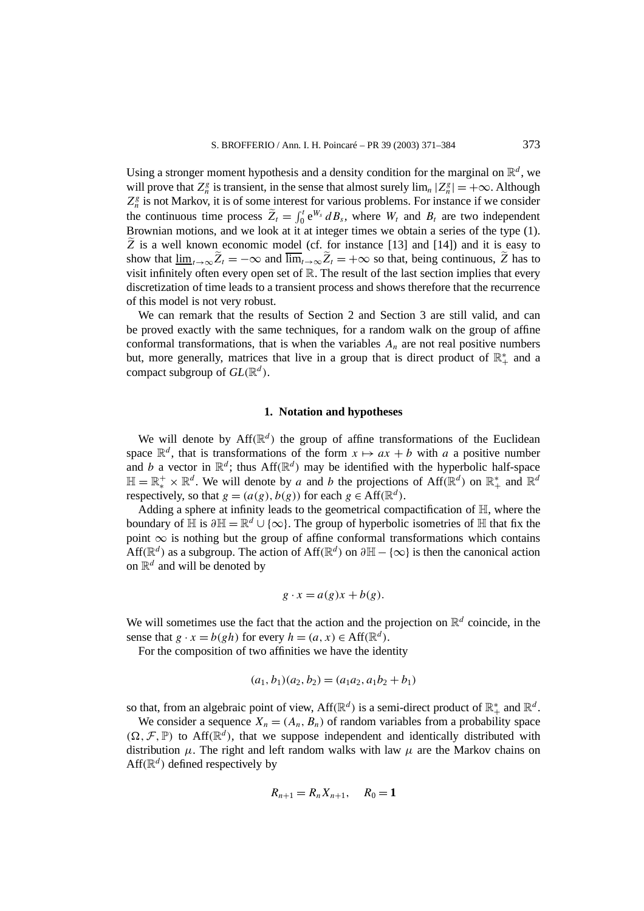Using a stronger moment hypothesis and a density condition for the marginal on $\mathbb{R}^d$, we will prove that $Z_n^g$ is transient, in the sense that almost surely $\lim_n |Z_n^g| = +\infty$. Although $Z_n^g$ is not Markov, it is of some interest for various problems. For instance if we consider the continuous time process $\widetilde{Z}_t = \int_0^t e^{W_s}\, dB_s$, where $W_t$ and $B_t$ are two independent Brownian motions, and we look at it at integer times we obtain a series of the type (1). $\widetilde{Z}$ is a well known economic model (cf. for instance [13] and [14]) and it is easy to show that $\underline{\lim}_{t\to\infty} \widetilde{Z}_t = -\infty$ and $\overline{\lim}_{t\to\infty} \widetilde{Z}_t = +\infty$ so that, being continuous, $\widetilde{Z}$ has to visit infinitely often every open set of $\mathbb{R}$. The result of the last section implies that every discretization of time leads to a transient process and shows therefore that the recurrence of this model is not very robust.

We can remark that the results of Section 2 and Section 3 are still valid, and can be proved exactly with the same techniques, for a random walk on the group of affine conformal transformations, that is when the variables $A_n$ are not real positive numbers but, more generally, matrices that live in a group that is direct product of $\mathbb{R}_+^*$ and a compact subgroup of $GL(\mathbb{R}^d)$.

## 1. Notation and hypotheses

We will denote by $\mathrm{Aff}(\mathbb{R}^d)$ the group of affine transformations of the Euclidean space $\mathbb{R}^d$, that is transformations of the form $x \mapsto ax + b$ with $a$ a positive number and $b$ a vector in $\mathbb{R}^d$; thus $\mathrm{Aff}(\mathbb{R}^d)$ may be identified with the hyperbolic half-space $\mathbb{H} = \mathbb{R}_*^+ \times \mathbb{R}^d$. We will denote by $a$ and $b$ the projections of $\mathrm{Aff}(\mathbb{R}^d)$ on $\mathbb{R}_+^*$ and $\mathbb{R}^d$ respectively, so that $g = (a(g), b(g))$ for each $g \in \mathrm{Aff}(\mathbb{R}^d)$.

Adding a sphere at infinity leads to the geometrical compactification of $\mathbb{H}$, where the boundary of $\mathbb{H}$ is $\partial\mathbb{H} = \mathbb{R}^d \cup \{\infty\}$. The group of hyperbolic isometries of $\mathbb{H}$ that fix the point $\infty$ is nothing but the group of affine conformal transformations which contains $\mathrm{Aff}(\mathbb{R}^d)$ as a subgroup. The action of $\mathrm{Aff}(\mathbb{R}^d)$ on $\partial\mathbb{H} - \{\infty\}$ is then the canonical action on $\mathbb{R}^d$ and will be denoted by

$$g \cdot x = a(g)x + b(g).$$

We will sometimes use the fact that the action and the projection on $\mathbb{R}^d$ coincide, in the sense that $g \cdot x = b(gh)$ for every $h = (a, x) \in \mathrm{Aff}(\mathbb{R}^d)$.

For the composition of two affinities we have the identity

$$(a_1, b_1)(a_2, b_2) = (a_1 a_2, a_1 b_2 + b_1)$$

so that, from an algebraic point of view, $\mathrm{Aff}(\mathbb{R}^d)$ is a semi-direct product of $\mathbb{R}_+^*$ and $\mathbb{R}^d$.

We consider a sequence $X_n = (A_n, B_n)$ of random variables from a probability space $(\Omega, \mathcal{F}, \mathbb{P})$ to $\mathrm{Aff}(\mathbb{R}^d)$, that we suppose independent and identically distributed with distribution $\mu$. The right and left random walks with law $\mu$ are the Markov chains on $\mathrm{Aff}(\mathbb{R}^d)$ defined respectively by

$$R_{n+1} = R_n X_{n+1}, \quad R_0 = \mathbf{1}$$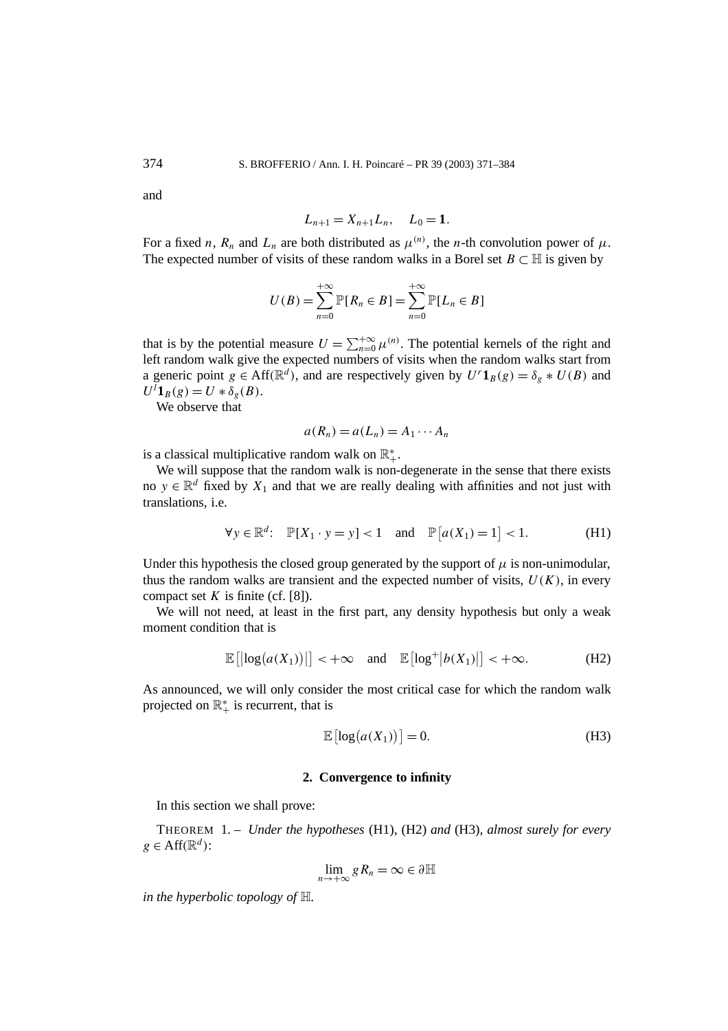and

$$L_{n+1} = X_{n+1} L_n, \quad L_0 = \mathbf{1}.$$

For a fixed $n$, $R_n$ and $L_n$ are both distributed as $\mu^{(n)}$, the $n$-th convolution power of $\mu$. The expected number of visits of these random walks in a Borel set $B \subset \mathbb{H}$ is given by

$$U(B) = \sum_{n=0}^{+\infty} \mathbb{P}[R_n \in B] = \sum_{n=0}^{+\infty} \mathbb{P}[L_n \in B]$$

that is by the potential measure $U = \sum_{n=0}^{+\infty} \mu^{(n)}$. The potential kernels of the right and left random walk give the expected numbers of visits when the random walks start from a generic point $g \in \mathrm{Aff}(\mathbb{R}^d)$, and are respectively given by $U^r \mathbf{1}_B(g) = \delta_g * U(B)$ and $U^l \mathbf{1}_B(g) = U * \delta_g(B)$.

We observe that

$$a(R_n) = a(L_n) = A_1 \cdots A_n$$

is a classical multiplicative random walk on $\mathbb{R}_+^*$.

We will suppose that the random walk is non-degenerate in the sense that there exists no $y \in \mathbb{R}^d$ fixed by $X_1$ and that we are really dealing with affinities and not just with translations, i.e.

$$\forall y \in \mathbb{R}^d\colon \quad \mathbb{P}[X_1 \cdot y = y] < 1 \quad \text{and} \quad \mathbb{P}\big[a(X_1) = 1\big] < 1. \tag{H1}$$

Under this hypothesis the closed group generated by the support of $\mu$ is non-unimodular, thus the random walks are transient and the expected number of visits, $U(K)$, in every compact set $K$ is finite (cf. [8]).

We will not need, at least in the first part, any density hypothesis but only a weak moment condition that is

$$\mathbb{E}\big[\big|\log\big(a(X_1)\big)\big|\big] < +\infty \quad \text{and} \quad \mathbb{E}\big[\log^+\big|b(X_1)\big|\big] < +\infty. \tag{H2}$$

As announced, we will only consider the most critical case for which the random walk projected on $\mathbb{R}_+^*$ is recurrent, that is

$$\mathbb{E}\big[\log\big(a(X_1)\big)\big] = 0. \tag{H3}$$

## 2. Convergence to infinity

In this section we shall prove:

THEOREM 1. – *Under the hypotheses* (H1), (H2) *and* (H3), *almost surely for every* $g \in \mathrm{Aff}(\mathbb{R}^d)$:

$$\lim_{n \to +\infty} g R_n = \infty \in \partial \mathbb{H}$$

*in the hyperbolic topology of* $\mathbb{H}$.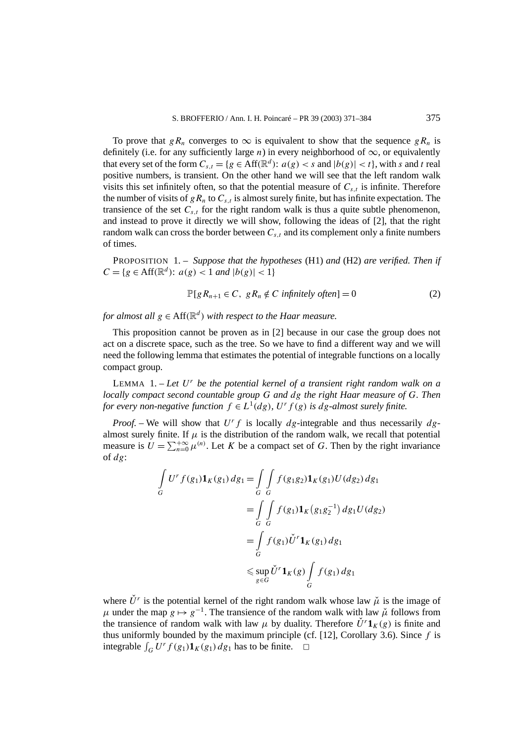To prove that $gR_n$ converges to $\infty$ is equivalent to show that the sequence $gR_n$ is definitely (i.e. for any sufficiently large $n$) in every neighborhood of $\infty$, or equivalently that every set of the form $C_{s,t} = \{g \in \mathrm{Aff}(\mathbb{R}^d)\colon a(g) < s \text{ and } |b(g)| < t\}$, with $s$ and $t$ real positive numbers, is transient. On the other hand we will see that the left random walk visits this set infinitely often, so that the potential measure of $C_{s,t}$ is infinite. Therefore the number of visits of $gR_n$ to $C_{s,t}$ is almost surely finite, but has infinite expectation. The transience of the set $C_{s,t}$ for the right random walk is thus a quite subtle phenomenon, and instead to prove it directly we will show, following the ideas of [2], that the right random walk can cross the border between $C_{s,t}$ and its complement only a finite numbers of times.

PROPOSITION 1. – *Suppose that the hypotheses* (H1) *and* (H2) *are verified. Then if* $C = \{g \in \mathrm{Aff}(\mathbb{R}^d)\colon a(g) < 1 \text{ and } |b(g)| < 1\}$

$$\mathbb{P}[gR_{n+1} \in C,\ gR_n \notin C \text{ infinitely often}] = 0 \tag{2}$$

*for almost all* $g \in \mathrm{Aff}(\mathbb{R}^d)$ *with respect to the Haar measure.*

This proposition cannot be proven as in [2] because in our case the group does not act on a discrete space, such as the tree. So we have to find a different way and we will need the following lemma that estimates the potential of integrable functions on a locally compact group.

LEMMA 1. – *Let $U^r$ be the potential kernel of a transient right random walk on a locally compact second countable group $G$ and $dg$ the right Haar measure of $G$. Then for every non-negative function $f \in L^1(dg)$, $U^r f(g)$ is $dg$-almost surely finite.*

*Proof.* – We will show that $U^r f$ is locally $dg$-integrable and thus necessarily $dg$-almost surely finite. If $\mu$ is the distribution of the random walk, we recall that potential measure is $U = \sum_{n=0}^{+\infty} \mu^{(n)}$. Let $K$ be a compact set of $G$. Then by the right invariance of $dg$:

$$\begin{aligned}
\int_G U^r f(g_1)\mathbf{1}_K(g_1)\,dg_1 &= \int_G \int_G f(g_1 g_2)\mathbf{1}_K(g_1)U(dg_2)\,dg_1 \\
&= \int_G \int_G f(g_1)\mathbf{1}_K\big(g_1 g_2^{-1}\big)\,dg_1 U(dg_2) \\
&= \int_G f(g_1)\check{U}^r \mathbf{1}_K(g_1)\,dg_1 \\
&\leqslant \sup_{g\in G} \check{U}^r \mathbf{1}_K(g) \int_G f(g_1)\,dg_1
\end{aligned}$$

where $\check{U}^r$ is the potential kernel of the right random walk whose law $\check{\mu}$ is the image of $\mu$ under the map $g \mapsto g^{-1}$. The transience of the random walk with law $\check{\mu}$ follows from the transience of random walk with law $\mu$ by duality. Therefore $\check{U}^r \mathbf{1}_K(g)$ is finite and thus uniformly bounded by the maximum principle (cf. [12], Corollary 3.6). Since $f$ is integrable $\int_G U^r f(g_1)\mathbf{1}_K(g_1)\,dg_1$ has to be finite. $\square$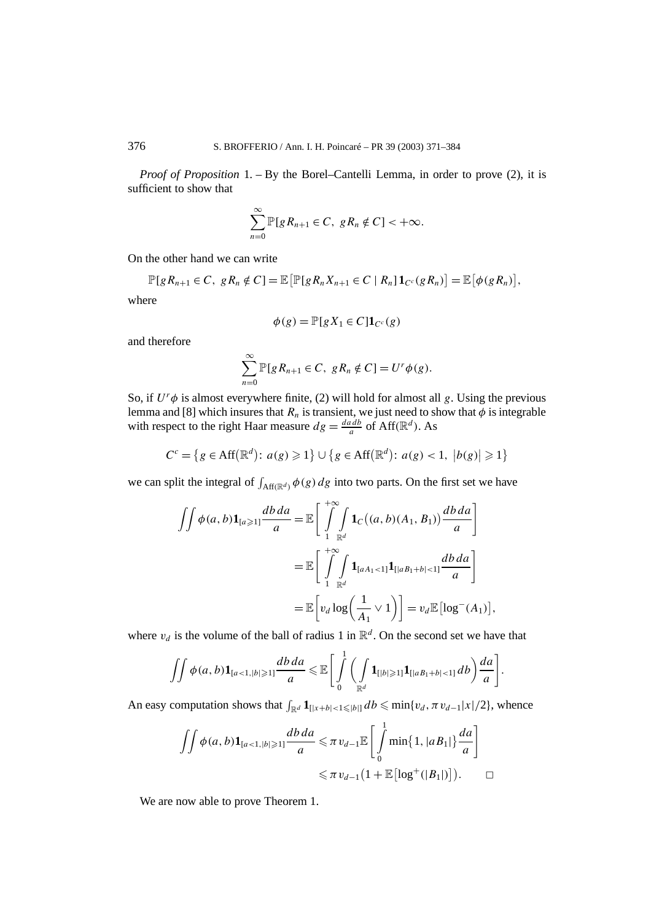*Proof of Proposition* 1. – By the Borel–Cantelli Lemma, in order to prove (2), it is sufficient to show that

$$\sum_{n=0}^{\infty} \mathbb{P}[gR_{n+1} \in C,\ gR_n \notin C] < +\infty.$$

On the other hand we can write

$$\mathbb{P}[gR_{n+1} \in C,\ gR_n \notin C] = \mathbb{E}\big[\mathbb{P}[gR_n X_{n+1} \in C \mid R_n]\, \mathbf{1}_{C^c}(gR_n)\big] = \mathbb{E}\big[\phi(gR_n)\big],$$

where

$$\phi(g) = \mathbb{P}[gX_1 \in C]\mathbf{1}_{C^c}(g)$$

and therefore

$$\sum_{n=0}^{\infty} \mathbb{P}[gR_{n+1} \in C,\ gR_n \notin C] = U^r\phi(g).$$

So, if $U^r\phi$ is almost everywhere finite, (2) will hold for almost all $g$. Using the previous lemma and [8] which insures that $R_n$ is transient, we just need to show that $\phi$ is integrable with respect to the right Haar measure $dg = \frac{da\,db}{a}$ of $\mathrm{Aff}(\mathbb{R}^d)$. As

$$C^c = \big\{g \in \mathrm{Aff}\big(\mathbb{R}^d\big):\ a(g) \geqslant 1\big\} \cup \big\{g \in \mathrm{Aff}\big(\mathbb{R}^d\big):\ a(g) < 1,\ \big|b(g)\big| \geqslant 1\big\}$$

we can split the integral of $\int_{\mathrm{Aff}(\mathbb{R}^d)} \phi(g)\,dg$ into two parts. On the first set we have

$$\begin{aligned}
\iint \phi(a,b)\mathbf{1}_{[a\geqslant 1]}\frac{db\,da}{a} &= \mathbb{E}\left[\int_1^{+\infty}\int_{\mathbb{R}^d} \mathbf{1}_C\big((a,b)(A_1,B_1)\big)\frac{db\,da}{a}\right] \\
&= \mathbb{E}\left[\int_1^{+\infty}\int_{\mathbb{R}^d} \mathbf{1}_{[aA_1<1]}\mathbf{1}_{[|aB_1+b|<1]}\frac{db\,da}{a}\right] \\
&= \mathbb{E}\left[v_d \log\left(\frac{1}{A_1} \vee 1\right)\right] = v_d\,\mathbb{E}\big[\log^-(A_1)\big],
\end{aligned}$$

where $v_d$ is the volume of the ball of radius 1 in $\mathbb{R}^d$. On the second set we have that

$$\iint \phi(a,b)\mathbf{1}_{[a<1,|b|\geqslant 1]}\frac{db\,da}{a} \leqslant \mathbb{E}\left[\int_0^1 \left(\int_{\mathbb{R}^d} \mathbf{1}_{[|b|\geqslant 1]}\mathbf{1}_{[|aB_1+b|<1]}\,db\right)\frac{da}{a}\right].$$

An easy computation shows that $\int_{\mathbb{R}^d} \mathbf{1}_{[|x+b|<1\leqslant|b|]}\,db \leqslant \min\{v_d, \pi v_{d-1}|x|/2\}$, whence

$$\begin{aligned}
\iint \phi(a,b)\mathbf{1}_{[a<1,|b|\geqslant 1]}\frac{db\,da}{a} &\leqslant \pi v_{d-1}\mathbb{E}\left[\int_0^1 \min\big\{1, |aB_1|\big\}\frac{da}{a}\right] \\
&\leqslant \pi v_{d-1}\big(1 + \mathbb{E}\big[\log^+(|B_1|)\big]\big). \qquad \square
\end{aligned}$$

We are now able to prove Theorem 1.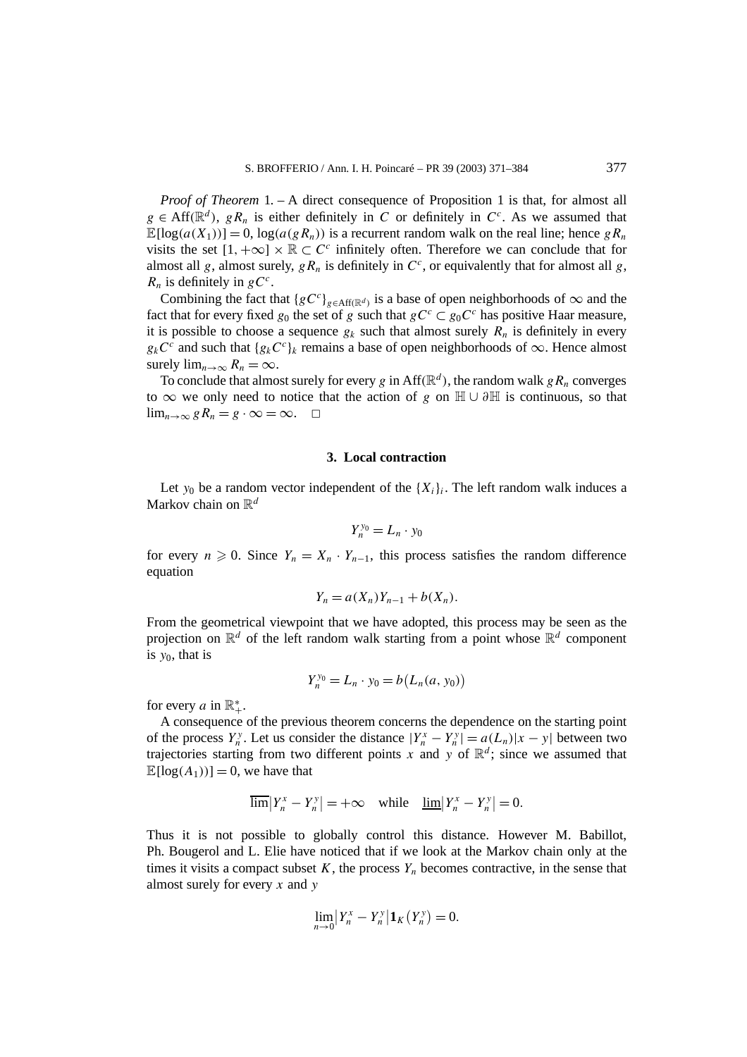*Proof of Theorem* 1. – A direct consequence of Proposition 1 is that, for almost all $g \in \mathrm{Aff}(\mathbb{R}^d)$, $gR_n$ is either definitely in $C$ or definitely in $C^c$. As we assumed that $\mathbb{E}[\log(a(X_1))] = 0$, $\log(a(gR_n))$ is a recurrent random walk on the real line; hence $gR_n$ visits the set $[1, +\infty] \times \mathbb{R} \subset C^c$ infinitely often. Therefore we can conclude that for almost all $g$, almost surely, $gR_n$ is definitely in $C^c$, or equivalently that for almost all $g$, $R_n$ is definitely in $gC^c$.

Combining the fact that $\{gC^c\}_{g\in\mathrm{Aff}(\mathbb{R}^d)}$ is a base of open neighborhoods of $\infty$ and the fact that for every fixed $g_0$ the set of $g$ such that $gC^c \subset g_0C^c$ has positive Haar measure, it is possible to choose a sequence $g_k$ such that almost surely $R_n$ is definitely in every $g_kC^c$ and such that $\{g_kC^c\}_k$ remains a base of open neighborhoods of $\infty$. Hence almost surely $\lim_{n\to\infty} R_n = \infty$.

To conclude that almost surely for every $g$ in $\mathrm{Aff}(\mathbb{R}^d)$, the random walk $gR_n$ converges to $\infty$ we only need to notice that the action of $g$ on $\mathbb{H} \cup \partial\mathbb{H}$ is continuous, so that $\lim_{n\to\infty} gR_n = g \cdot \infty = \infty$. □

## 3. Local contraction

Let $y_0$ be a random vector independent of the $\{X_i\}_i$. The left random walk induces a Markov chain on $\mathbb{R}^d$

$$Y_n^{y_0} = L_n \cdot y_0$$

for every $n \geqslant 0$. Since $Y_n = X_n \cdot Y_{n-1}$, this process satisfies the random difference equation

$$Y_n = a(X_n)Y_{n-1} + b(X_n).$$

From the geometrical viewpoint that we have adopted, this process may be seen as the projection on $\mathbb{R}^d$ of the left random walk starting from a point whose $\mathbb{R}^d$ component is $y_0$, that is

$$Y_n^{y_0} = L_n \cdot y_0 = b\big(L_n(a, y_0)\big)$$

for every $a$ in $\mathbb{R}_+^*$.

A consequence of the previous theorem concerns the dependence on the starting point of the process $Y_n^y$. Let us consider the distance $|Y_n^x - Y_n^y| = a(L_n)|x - y|$ between two trajectories starting from two different points $x$ and $y$ of $\mathbb{R}^d$; since we assumed that $\mathbb{E}[\log(A_1))] = 0$, we have that

$$\overline{\lim}\big|Y_n^x - Y_n^y\big| = +\infty \quad \text{while} \quad \underline{\lim}\big|Y_n^x - Y_n^y\big| = 0.$$

Thus it is not possible to globally control this distance. However M. Babillot, Ph. Bougerol and L. Elie have noticed that if we look at the Markov chain only at the times it visits a compact subset $K$, the process $Y_n$ becomes contractive, in the sense that almost surely for every $x$ and $y$

$$\lim_{n\to 0}\big|Y_n^x - Y_n^y\big|\mathbf{1}_K\big(Y_n^y\big) = 0.$$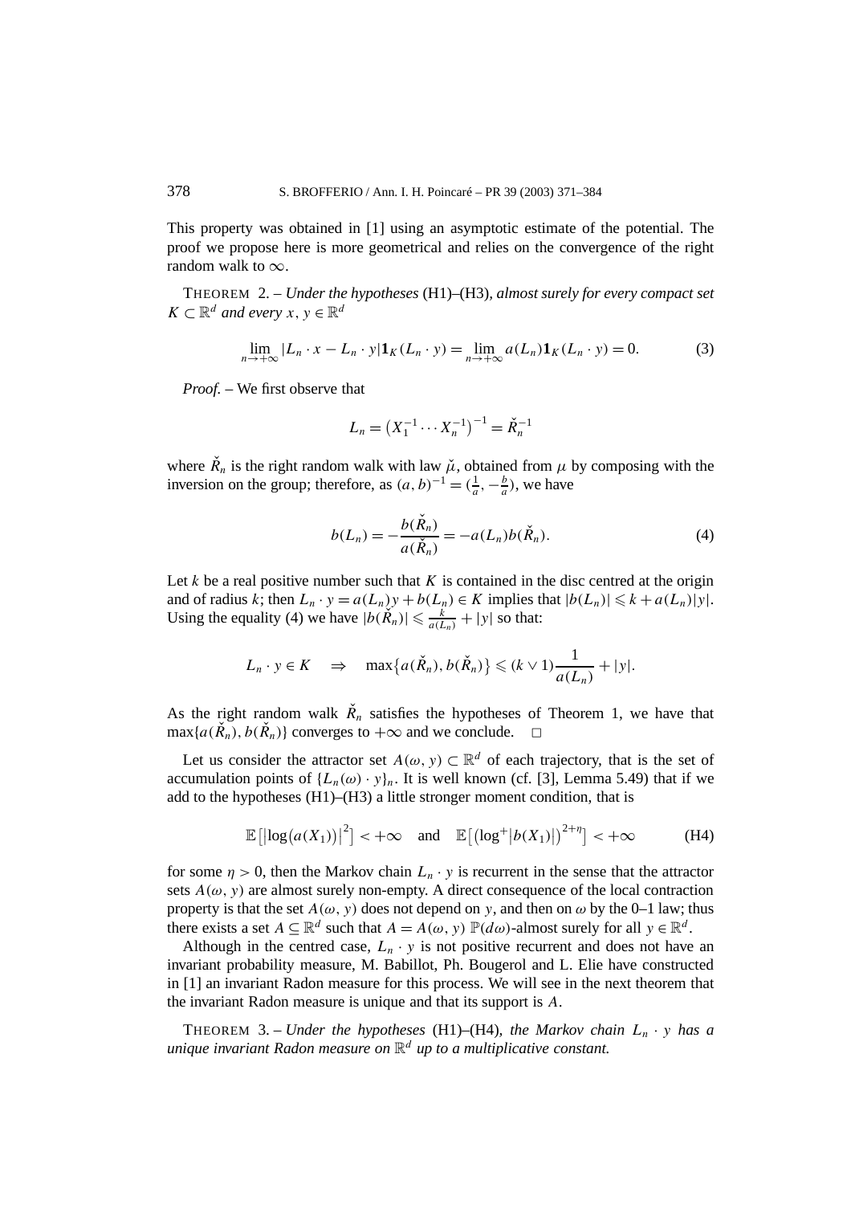This property was obtained in [1] using an asymptotic estimate of the potential. The proof we propose here is more geometrical and relies on the convergence of the right random walk to $\infty$.

THEOREM 2. – *Under the hypotheses* (H1)–(H3)*, almost surely for every compact set* $K \subset \mathbb{R}^d$ *and every* $x, y \in \mathbb{R}^d$

$$\lim_{n\to+\infty} |L_n \cdot x - L_n \cdot y| \mathbf{1}_K(L_n \cdot y) = \lim_{n\to+\infty} a(L_n)\mathbf{1}_K(L_n \cdot y) = 0. \tag{3}$$

*Proof.* – We first observe that

$$L_n = \left(X_1^{-1} \cdots X_n^{-1}\right)^{-1} = \check{R}_n^{-1}$$

where $\check{R}_n$ is the right random walk with law $\check{\mu}$, obtained from $\mu$ by composing with the inversion on the group; therefore, as $(a,b)^{-1} = (\frac{1}{a}, -\frac{b}{a})$, we have

$$b(L_n) = -\frac{b(\check{R}_n)}{a(\check{R}_n)} = -a(L_n)b(\check{R}_n). \tag{4}$$

Let $k$ be a real positive number such that $K$ is contained in the disc centred at the origin and of radius $k$; then $L_n \cdot y = a(L_n)y + b(L_n) \in K$ implies that $|b(L_n)| \leqslant k + a(L_n)|y|$. Using the equality (4) we have $|b(\check{R}_n)| \leqslant \frac{k}{a(L_n)} + |y|$ so that:

$$L_n \cdot y \in K \quad \Rightarrow \quad \max\{a(\check{R}_n), b(\check{R}_n)\} \leqslant (k \vee 1)\frac{1}{a(L_n)} + |y|.$$

As the right random walk $\check{R}_n$ satisfies the hypotheses of Theorem 1, we have that $\max\{a(\check{R}_n), b(\check{R}_n)\}$ converges to $+\infty$ and we conclude. $\square$

Let us consider the attractor set $A(\omega, y) \subset \mathbb{R}^d$ of each trajectory, that is the set of accumulation points of $\{L_n(\omega) \cdot y\}_n$. It is well known (cf. [3], Lemma 5.49) that if we add to the hypotheses (H1)–(H3) a little stronger moment condition, that is

$$\mathbb{E}\left[\left|\log\left(a(X_1)\right)\right|^2\right] < +\infty \quad \text{and} \quad \mathbb{E}\left[\left(\log^+|b(X_1)|\right)^{2+\eta}\right] < +\infty \tag{H4}$$

for some $\eta > 0$, then the Markov chain $L_n \cdot y$ is recurrent in the sense that the attractor sets $A(\omega, y)$ are almost surely non-empty. A direct consequence of the local contraction property is that the set $A(\omega, y)$ does not depend on $y$, and then on $\omega$ by the 0–1 law; thus there exists a set $A \subseteq \mathbb{R}^d$ such that $A = A(\omega, y)$ $\mathbb{P}(d\omega)$-almost surely for all $y \in \mathbb{R}^d$.

Although in the centred case, $L_n \cdot y$ is not positive recurrent and does not have an invariant probability measure, M. Babillot, Ph. Bougerol and L. Elie have constructed in [1] an invariant Radon measure for this process. We will see in the next theorem that the invariant Radon measure is unique and that its support is $A$.

THEOREM 3. – *Under the hypotheses* (H1)–(H4)*, the Markov chain* $L_n \cdot y$ *has a unique invariant Radon measure on* $\mathbb{R}^d$ *up to a multiplicative constant.*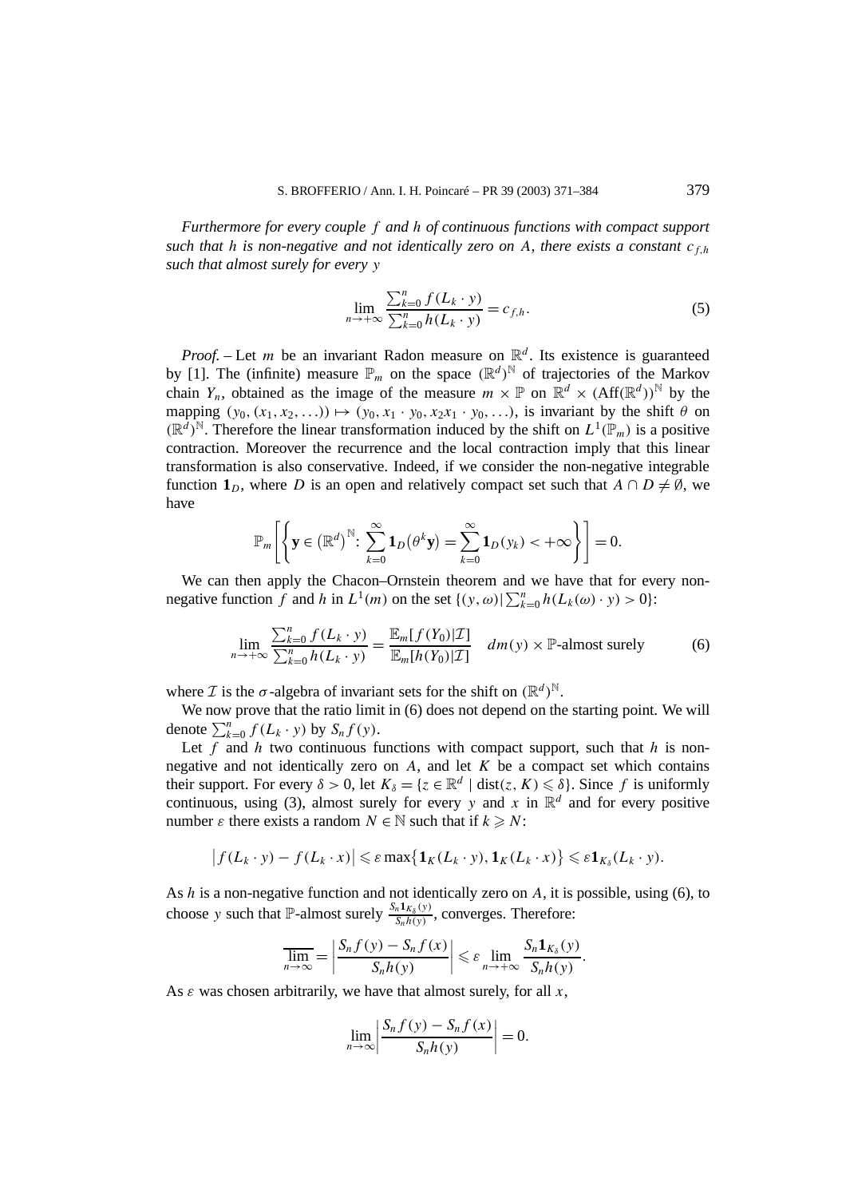*Furthermore for every couple $f$ and $h$ of continuous functions with compact support such that $h$ is non-negative and not identically zero on $A$, there exists a constant $c_{f,h}$ such that almost surely for every $y$*

$$\lim_{n\to+\infty} \frac{\sum_{k=0}^{n} f(L_k \cdot y)}{\sum_{k=0}^{n} h(L_k \cdot y)} = c_{f,h}. \tag{5}$$

*Proof.* – Let $m$ be an invariant Radon measure on $\mathbb{R}^d$. Its existence is guaranteed by [1]. The (infinite) measure $\mathbb{P}_m$ on the space $(\mathbb{R}^d)^{\mathbb{N}}$ of trajectories of the Markov chain $Y_n$, obtained as the image of the measure $m \times \mathbb{P}$ on $\mathbb{R}^d \times (\mathrm{Aff}(\mathbb{R}^d))^{\mathbb{N}}$ by the mapping $(y_0, (x_1, x_2, \ldots)) \mapsto (y_0, x_1 \cdot y_0, x_2 x_1 \cdot y_0, \ldots)$, is invariant by the shift $\theta$ on $(\mathbb{R}^d)^{\mathbb{N}}$. Therefore the linear transformation induced by the shift on $L^1(\mathbb{P}_m)$ is a positive contraction. Moreover the recurrence and the local contraction imply that this linear transformation is also conservative. Indeed, if we consider the non-negative integrable function $\mathbf{1}_D$, where $D$ is an open and relatively compact set such that $A \cap D \neq \emptyset$, we have

$$\mathbb{P}_m\left[\left\{\mathbf{y} \in (\mathbb{R}^d)^{\mathbb{N}}\colon \sum_{k=0}^{\infty} \mathbf{1}_D(\theta^k \mathbf{y}) = \sum_{k=0}^{\infty} \mathbf{1}_D(y_k) < +\infty\right\}\right] = 0.$$

We can then apply the Chacon–Ornstein theorem and we have that for every non-negative function $f$ and $h$ in $L^1(m)$ on the set $\{(y, \omega) \mid \sum_{k=0}^{n} h(L_k(\omega) \cdot y) > 0\}$:

$$\lim_{n\to+\infty} \frac{\sum_{k=0}^{n} f(L_k \cdot y)}{\sum_{k=0}^{n} h(L_k \cdot y)} = \frac{\mathbb{E}_m[f(Y_0)|\mathcal{I}]}{\mathbb{E}_m[h(Y_0)|\mathcal{I}]} \quad dm(y) \times \mathbb{P}\text{-almost surely} \tag{6}$$

where $\mathcal{I}$ is the $\sigma$-algebra of invariant sets for the shift on $(\mathbb{R}^d)^{\mathbb{N}}$.

We now prove that the ratio limit in (6) does not depend on the starting point. We will denote $\sum_{k=0}^{n} f(L_k \cdot y)$ by $S_n f(y)$.

Let $f$ and $h$ two continuous functions with compact support, such that $h$ is non-negative and not identically zero on $A$, and let $K$ be a compact set which contains their support. For every $\delta > 0$, let $K_\delta = \{z \in \mathbb{R}^d \mid \mathrm{dist}(z, K) \leqslant \delta\}$. Since $f$ is uniformly continuous, using (3), almost surely for every $y$ and $x$ in $\mathbb{R}^d$ and for every positive number $\varepsilon$ there exists a random $N \in \mathbb{N}$ such that if $k \geqslant N$:

$$\left|f(L_k \cdot y) - f(L_k \cdot x)\right| \leqslant \varepsilon \max\{\mathbf{1}_K(L_k \cdot y), \mathbf{1}_K(L_k \cdot x)\} \leqslant \varepsilon \mathbf{1}_{K_\delta}(L_k \cdot y).$$

As $h$ is a non-negative function and not identically zero on $A$, it is possible, using (6), to choose $y$ such that $\mathbb{P}$-almost surely $\frac{S_n \mathbf{1}_{K_\delta}(y)}{S_n h(y)}$, converges. Therefore:

$$\overline{\lim_{n\to\infty}} = \left|\frac{S_n f(y) - S_n f(x)}{S_n h(y)}\right| \leqslant \varepsilon \lim_{n\to+\infty} \frac{S_n \mathbf{1}_{K_\delta}(y)}{S_n h(y)}.$$

As $\varepsilon$ was chosen arbitrarily, we have that almost surely, for all $x$,

$$\lim_{n\to\infty}\left|\frac{S_n f(y) - S_n f(x)}{S_n h(y)}\right| = 0.$$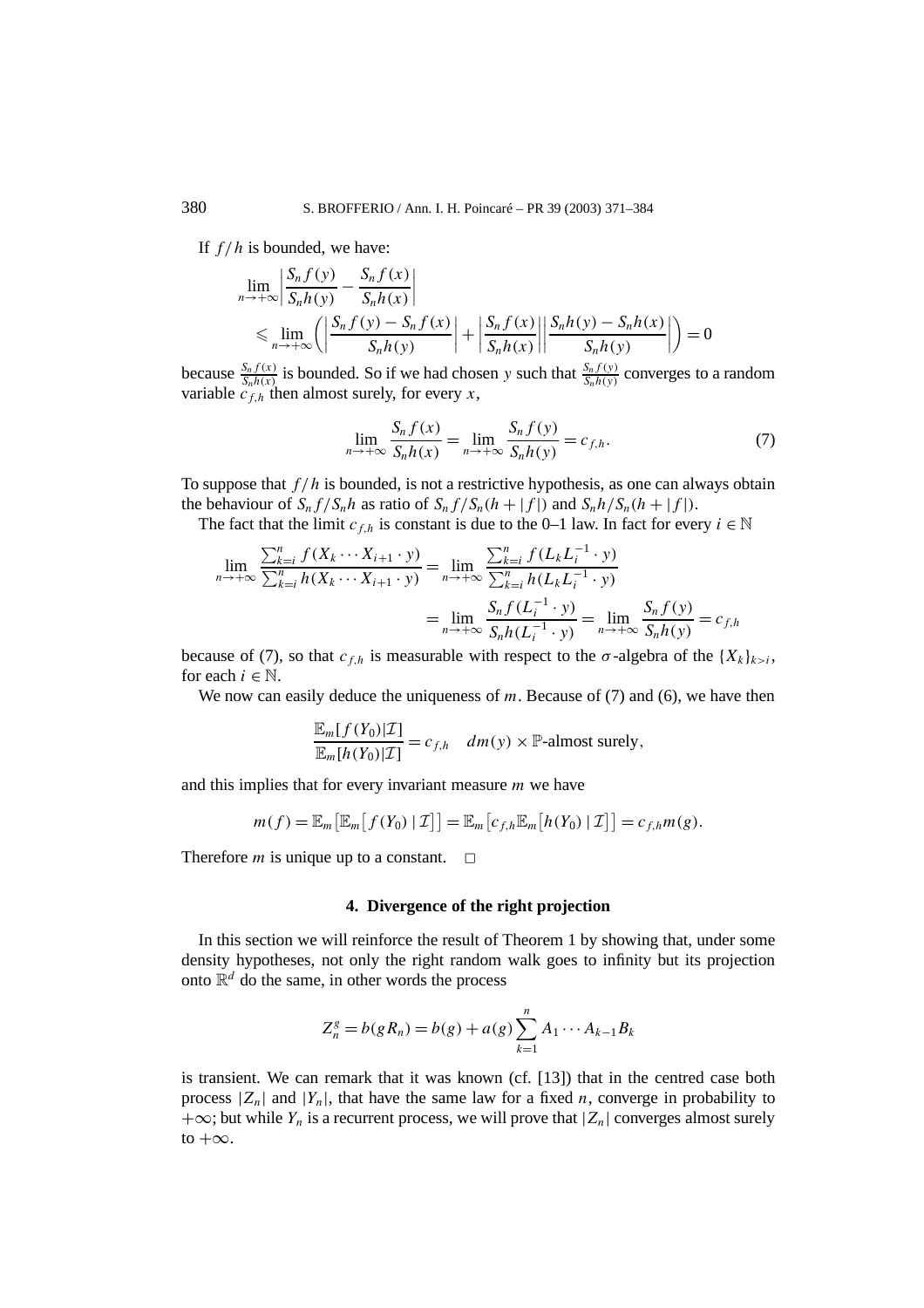If $f/h$ is bounded, we have:

$$\lim_{n\to+\infty}\left|\frac{S_nf(y)}{S_nh(y)}-\frac{S_nf(x)}{S_nh(x)}\right|$$
$$\leqslant \lim_{n\to+\infty}\left(\left|\frac{S_nf(y)-S_nf(x)}{S_nh(y)}\right|+\left|\frac{S_nf(x)}{S_nh(x)}\right|\left|\frac{S_nh(y)-S_nh(x)}{S_nh(y)}\right|\right)=0$$

because $\frac{S_nf(x)}{S_nh(x)}$ is bounded. So if we had chosen $y$ such that $\frac{S_nf(y)}{S_nh(y)}$ converges to a random variable $c_{f,h}$ then almost surely, for every $x$,

$$\lim_{n\to+\infty}\frac{S_nf(x)}{S_nh(x)}=\lim_{n\to+\infty}\frac{S_nf(y)}{S_nh(y)}=c_{f,h}. \tag{7}$$

To suppose that $f/h$ is bounded, is not a restrictive hypothesis, as one can always obtain the behaviour of $S_nf/S_nh$ as ratio of $S_nf/S_n(h+|f|)$ and $S_nh/S_n(h+|f|)$.

The fact that the limit $c_{f,h}$ is constant is due to the 0–1 law. In fact for every $i\in\mathbb{N}$

$$\lim_{n\to+\infty}\frac{\sum_{k=i}^n f(X_k\cdots X_{i+1}\cdot y)}{\sum_{k=i}^n h(X_k\cdots X_{i+1}\cdot y)}=\lim_{n\to+\infty}\frac{\sum_{k=i}^n f(L_kL_i^{-1}\cdot y)}{\sum_{k=i}^n h(L_kL_i^{-1}\cdot y)}$$
$$=\lim_{n\to+\infty}\frac{S_nf(L_i^{-1}\cdot y)}{S_nh(L_i^{-1}\cdot y)}=\lim_{n\to+\infty}\frac{S_nf(y)}{S_nh(y)}=c_{f,h}$$

because of (7), so that $c_{f,h}$ is measurable with respect to the $\sigma$-algebra of the $\{X_k\}_{k>i}$, for each $i\in\mathbb{N}$.

We now can easily deduce the uniqueness of $m$. Because of (7) and (6), we have then

$$\frac{\mathbb{E}_m[f(Y_0)|\mathcal{I}]}{\mathbb{E}_m[h(Y_0)|\mathcal{I}]}=c_{f,h}\quad dm(y)\times\mathbb{P}\text{-almost surely},$$

and this implies that for every invariant measure $m$ we have

$$m(f)=\mathbb{E}_m\big[\mathbb{E}_m\big[f(Y_0)\mid\mathcal{I}\big]\big]=\mathbb{E}_m\big[c_{f,h}\mathbb{E}_m\big[h(Y_0)\mid\mathcal{I}\big]\big]=c_{f,h}m(g).$$

Therefore $m$ is unique up to a constant. □

## 4. Divergence of the right projection

In this section we will reinforce the result of Theorem 1 by showing that, under some density hypotheses, not only the right random walk goes to infinity but its projection onto $\mathbb{R}^d$ do the same, in other words the process

$$Z_n^g=b(gR_n)=b(g)+a(g)\sum_{k=1}^n A_1\cdots A_{k-1}B_k$$

is transient. We can remark that it was known (cf. [13]) that in the centred case both process $|Z_n|$ and $|Y_n|$, that have the same law for a fixed $n$, converge in probability to $+\infty$; but while $Y_n$ is a recurrent process, we will prove that $|Z_n|$ converges almost surely to $+\infty$.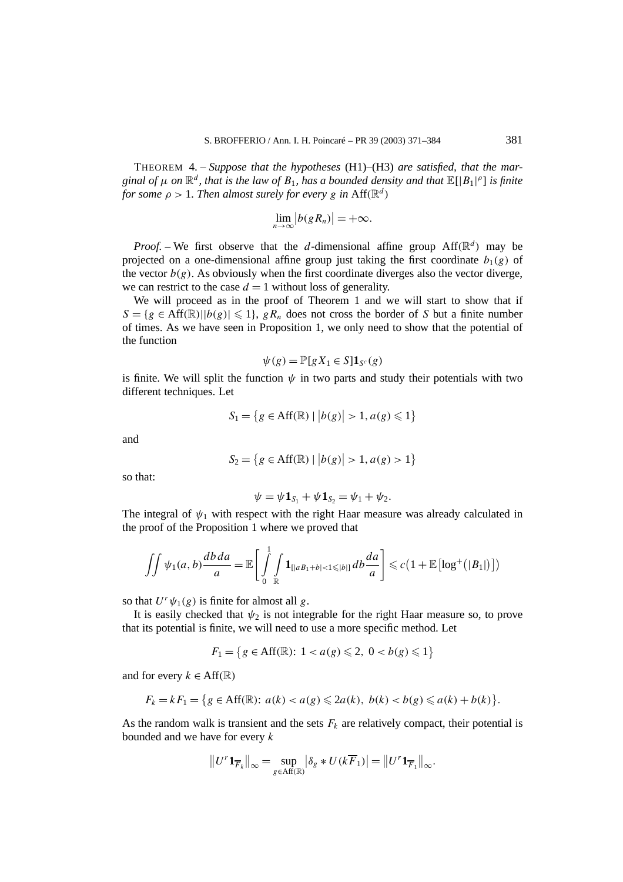THEOREM 4. – *Suppose that the hypotheses* (H1)–(H3) *are satisfied, that the marginal of* $\mu$ *on* $\mathbb{R}^d$*, that is the law of* $B_1$*, has a bounded density and that* $\mathbb{E}[|B_1|^\rho]$ *is finite for some* $\rho > 1$*. Then almost surely for every* $g$ *in* $\mathrm{Aff}(\mathbb{R}^d)$

$$\lim_{n\to\infty} \left|b(gR_n)\right| = +\infty.$$

*Proof.* – We first observe that the $d$-dimensional affine group $\mathrm{Aff}(\mathbb{R}^d)$ may be projected on a one-dimensional affine group just taking the first coordinate $b_1(g)$ of the vector $b(g)$. As obviously when the first coordinate diverges also the vector diverge, we can restrict to the case $d = 1$ without loss of generality.

We will proceed as in the proof of Theorem 1 and we will start to show that if $S = \{g \in \mathrm{Aff}(\mathbb{R}) \mid |b(g)| \leqslant 1\}$, $gR_n$ does not cross the border of $S$ but a finite number of times. As we have seen in Proposition 1, we only need to show that the potential of the function

$$\psi(g) = \mathbb{P}[gX_1 \in S]\mathbf{1}_{S^c}(g)$$

is finite. We will split the function $\psi$ in two parts and study their potentials with two different techniques. Let

$$S_1 = \left\{g \in \mathrm{Aff}(\mathbb{R}) \mid \left|b(g)\right| > 1,\, a(g) \leqslant 1\right\}$$

and

$$S_2 = \left\{g \in \mathrm{Aff}(\mathbb{R}) \mid \left|b(g)\right| > 1,\, a(g) > 1\right\}$$

so that:

$$\psi = \psi \mathbf{1}_{S_1} + \psi \mathbf{1}_{S_2} = \psi_1 + \psi_2.$$

The integral of $\psi_1$ with respect with the right Haar measure was already calculated in the proof of the Proposition 1 where we proved that

$$\iint \psi_1(a,b)\frac{db\,da}{a} = \mathbb{E}\left[\int_0^1 \int_{\mathbb{R}} \mathbf{1}_{[|aB_1+b|<1\leqslant|b|]}\,db\frac{da}{a}\right] \leqslant c\left(1 + \mathbb{E}\left[\log^+\left(|B_1|\right)\right]\right)$$

so that $U^r\psi_1(g)$ is finite for almost all $g$.

It is easily checked that $\psi_2$ is not integrable for the right Haar measure so, to prove that its potential is finite, we will need to use a more specific method. Let

$$F_1 = \left\{g \in \mathrm{Aff}(\mathbb{R})\colon\, 1 < a(g) \leqslant 2,\; 0 < b(g) \leqslant 1\right\}$$

and for every $k \in \mathrm{Aff}(\mathbb{R})$

$$F_k = kF_1 = \left\{g \in \mathrm{Aff}(\mathbb{R})\colon\, a(k) < a(g) \leqslant 2a(k),\; b(k) < b(g) \leqslant a(k) + b(k)\right\}.$$

As the random walk is transient and the sets $F_k$ are relatively compact, their potential is bounded and we have for every $k$

$$\left\|U^r \mathbf{1}_{\overline{F}_k}\right\|_\infty = \sup_{g \in \mathrm{Aff}(\mathbb{R})} \left|\delta_g * U(k\overline{F}_1)\right| = \left\|U^r \mathbf{1}_{\overline{F}_1}\right\|_\infty.$$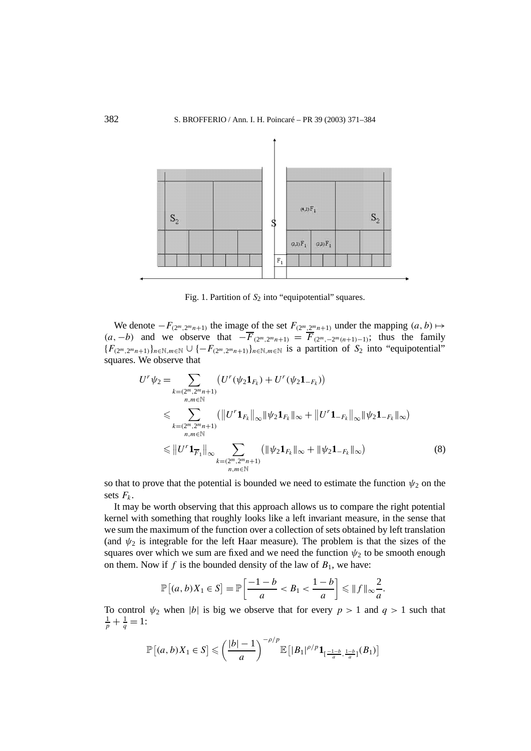S₂

S

S₂

(a,b)F₁

(2,1)F₁

(2,2)F₁

F₁

Fig. 1. Partition of $S_2$ into "equipotential" squares.

We denote $-F_{(2^m,2^m n+1)}$ the image of the set $F_{(2^m,2^m n+1)}$ under the mapping $(a,b) \mapsto (a,-b)$ and we observe that $-\overline{F}_{(2^m,2^m n+1)} = \overline{F}_{(2^m,-2^m(n+1)-1)}$; thus the family $\{F_{(2^m,2^m n+1)}\}_{n\in\mathbb{N},m\in\mathbb{N}} \cup \{-F_{(2^m,2^m n+1)}\}_{n\in\mathbb{N},m\in\mathbb{N}}$ is a partition of $S_2$ into "equipotential" squares. We observe that

$$
\begin{aligned}
U^r\psi_2 &= \sum_{\substack{k=(2^m,2^m n+1)\\ n,m\in\mathbb{N}}} \left(U^r(\psi_2 \mathbf{1}_{F_k}) + U^r(\psi_2 \mathbf{1}_{-F_k})\right)\\
&\leqslant \sum_{\substack{k=(2^m,2^m n+1)\\ n,m\in\mathbb{N}}} \left(\left\|U^r \mathbf{1}_{F_k}\right\|_\infty \|\psi_2 \mathbf{1}_{F_k}\|_\infty + \left\|U^r \mathbf{1}_{-F_k}\right\|_\infty \|\psi_2 \mathbf{1}_{-F_k}\|_\infty\right)\\
&\leqslant \left\|U^r \mathbf{1}_{\overline{F}_1}\right\|_\infty \sum_{\substack{k=(2^m,2^m n+1)\\ n,m\in\mathbb{N}}} \left(\|\psi_2 \mathbf{1}_{F_k}\|_\infty + \|\psi_2 \mathbf{1}_{-F_k}\|_\infty\right) 
\end{aligned}
\tag{8}
$$

so that to prove that the potential is bounded we need to estimate the function $\psi_2$ on the sets $F_k$.

It may be worth observing that this approach allows us to compare the right potential kernel with something that roughly looks like a left invariant measure, in the sense that we sum the maximum of the function over a collection of sets obtained by left translation (and $\psi_2$ is integrable for the left Haar measure). The problem is that the sizes of the squares over which we sum are fixed and we need the function $\psi_2$ to be smooth enough on them. Now if $f$ is the bounded density of the law of $B_1$, we have:

$$
\mathbb{P}\left[(a,b)X_1 \in S\right] = \mathbb{P}\left[\frac{-1-b}{a} < B_1 < \frac{1-b}{a}\right] \leqslant \|f\|_\infty \frac{2}{a}.
$$

To control $\psi_2$ when $|b|$ is big we observe that for every $p > 1$ and $q > 1$ such that $\frac{1}{p} + \frac{1}{q} = 1$:

$$
\mathbb{P}\left[(a,b)X_1 \in S\right] \leqslant \left(\frac{|b|-1}{a}\right)^{-\rho/p} \mathbb{E}\left[|B_1|^{\rho/p} \mathbf{1}_{[\frac{-1-b}{a},\frac{1-b}{a}]}(B_1)\right]
$$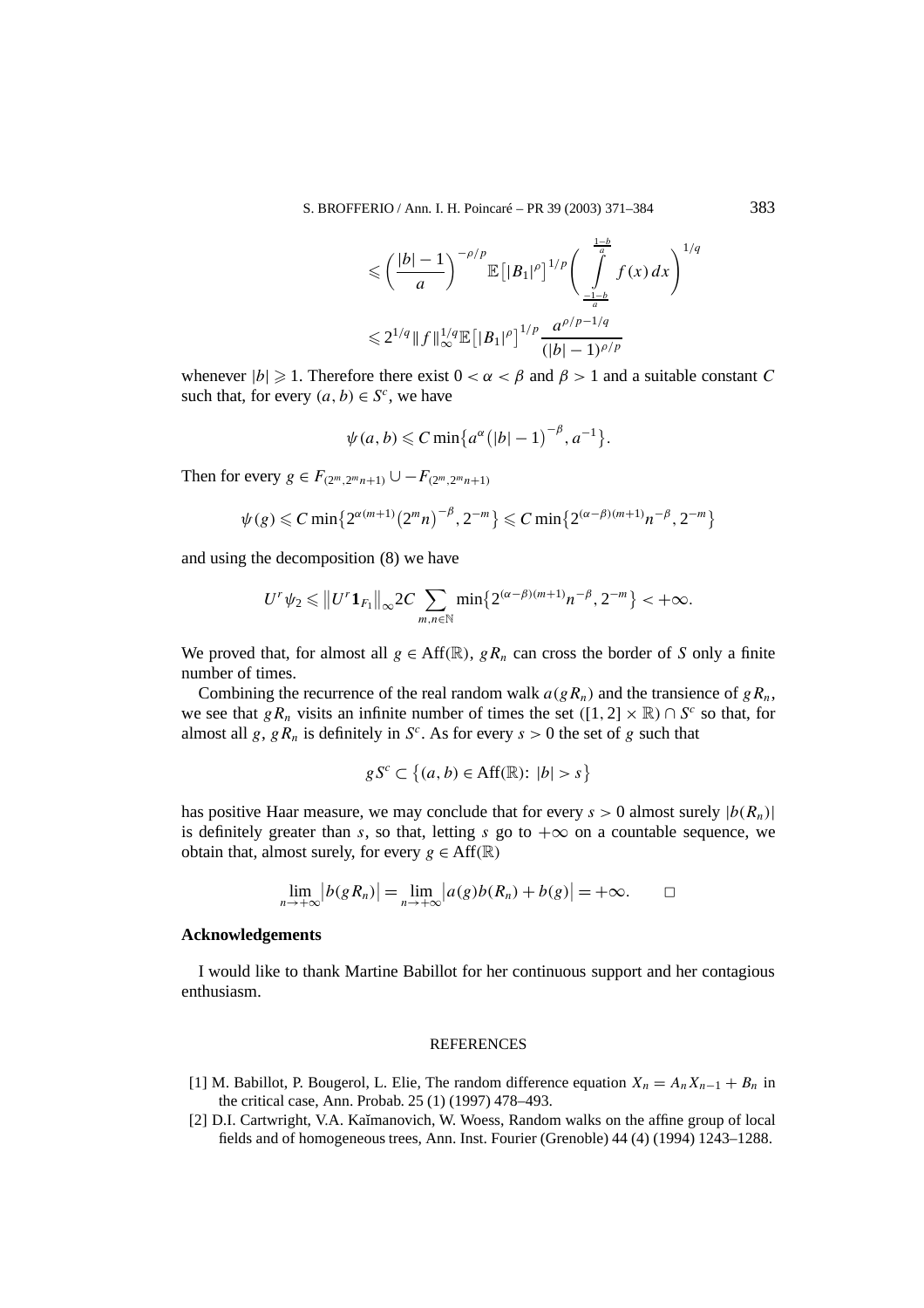$$\leqslant \left(\frac{|b|-1}{a}\right)^{-\rho/p} \mathbb{E}\big[|B_1|^{\rho}\big]^{1/p} \left( \int_{\frac{-1-b}{a}}^{\frac{1-b}{a}} f(x)\,dx \right)^{1/q}$$

$$\leqslant 2^{1/q} \|f\|_{\infty}^{1/q} \mathbb{E}\big[|B_1|^{\rho}\big]^{1/p} \frac{a^{\rho/p-1/q}}{(|b|-1)^{\rho/p}}$$

whenever $|b| \geqslant 1$. Therefore there exist $0 < \alpha < \beta$ and $\beta > 1$ and a suitable constant $C$ such that, for every $(a,b) \in S^c$, we have

$$\psi(a,b) \leqslant C \min\big\{a^{\alpha}\big(|b|-1\big)^{-\beta}, a^{-1}\big\}.$$

Then for every $g \in F_{(2^m, 2^m n+1)} \cup -F_{(2^m, 2^m n+1)}$

$$\psi(g) \leqslant C \min\big\{2^{\alpha(m+1)}\big(2^m n\big)^{-\beta}, 2^{-m}\big\} \leqslant C \min\big\{2^{(\alpha-\beta)(m+1)} n^{-\beta}, 2^{-m}\big\}$$

and using the decomposition (8) we have

$$U^r \psi_2 \leqslant \big\|U^r \mathbf{1}_{F_1}\big\|_{\infty} 2C \sum_{m,n \in \mathbb{N}} \min\big\{2^{(\alpha-\beta)(m+1)} n^{-\beta}, 2^{-m}\big\} < +\infty.$$

We proved that, for almost all $g \in \mathrm{Aff}(\mathbb{R})$, $gR_n$ can cross the border of $S$ only a finite number of times.

Combining the recurrence of the real random walk $a(gR_n)$ and the transience of $gR_n$, we see that $gR_n$ visits an infinite number of times the set $([1,2] \times \mathbb{R}) \cap S^c$ so that, for almost all $g$, $gR_n$ is definitely in $S^c$. As for every $s > 0$ the set of $g$ such that

$$gS^c \subset \big\{(a,b) \in \mathrm{Aff}(\mathbb{R}):\ |b| > s\big\}$$

has positive Haar measure, we may conclude that for every $s > 0$ almost surely $|b(R_n)|$ is definitely greater than $s$, so that, letting $s$ go to $+\infty$ on a countable sequence, we obtain that, almost surely, for every $g \in \mathrm{Aff}(\mathbb{R})$

$$\lim_{n \to +\infty} \big|b(gR_n)\big| = \lim_{n \to +\infty} \big|a(g)b(R_n) + b(g)\big| = +\infty. \qquad \square$$

## Acknowledgements

I would like to thank Martine Babillot for her continuous support and her contagious enthusiasm.

## REFERENCES

[1] M. Babillot, P. Bougerol, L. Elie, The random difference equation $X_n = A_n X_{n-1} + B_n$ in the critical case, Ann. Probab. 25 (1) (1997) 478–493.

[2] D.I. Cartwright, V.A. Kaĭmanovich, W. Woess, Random walks on the affine group of local fields and of homogeneous trees, Ann. Inst. Fourier (Grenoble) 44 (4) (1994) 1243–1288.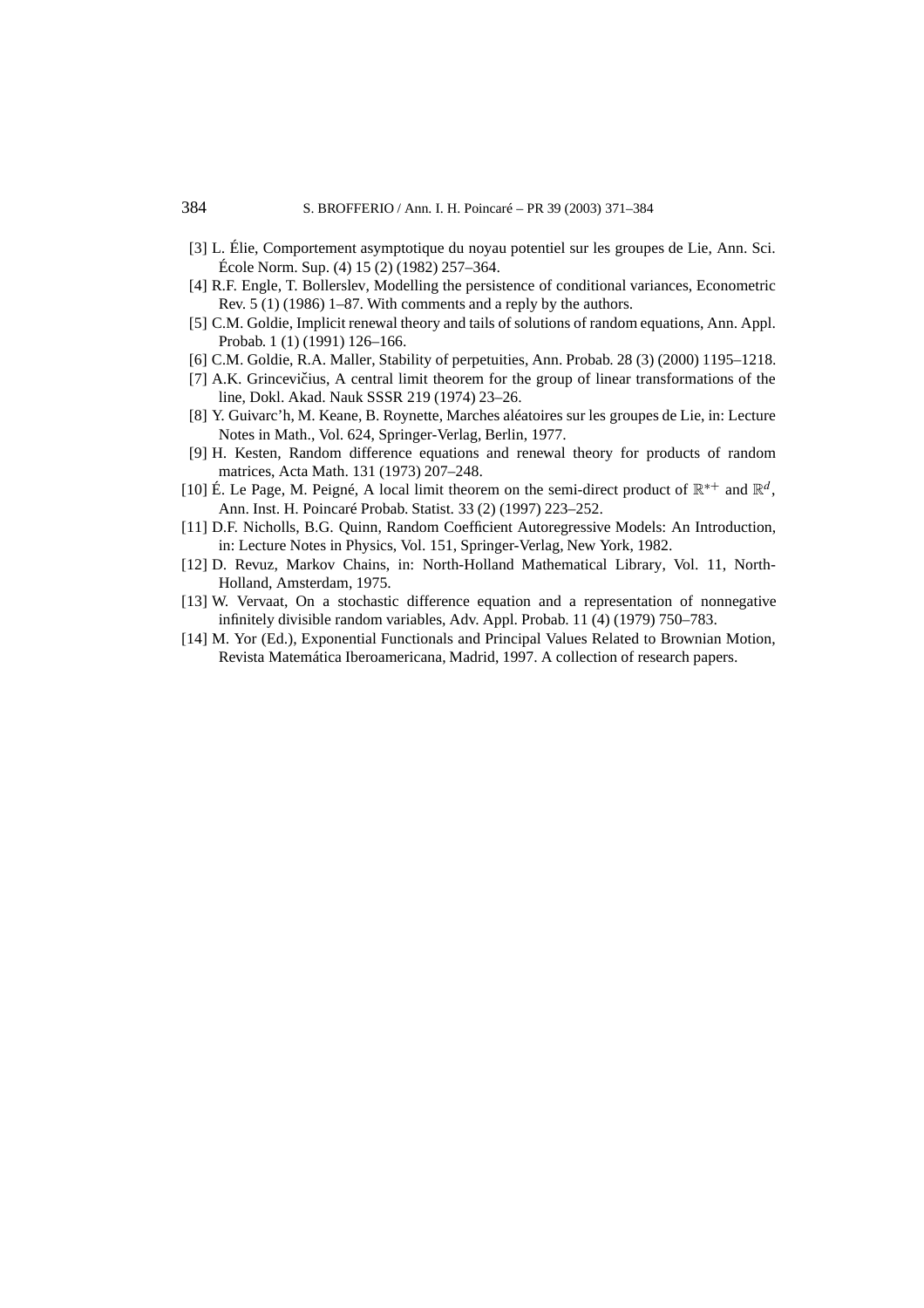[3] L. Élie, Comportement asymptotique du noyau potentiel sur les groupes de Lie, Ann. Sci. École Norm. Sup. (4) 15 (2) (1982) 257–364.

[4] R.F. Engle, T. Bollerslev, Modelling the persistence of conditional variances, Econometric Rev. 5 (1) (1986) 1–87. With comments and a reply by the authors.

[5] C.M. Goldie, Implicit renewal theory and tails of solutions of random equations, Ann. Appl. Probab. 1 (1) (1991) 126–166.

[6] C.M. Goldie, R.A. Maller, Stability of perpetuities, Ann. Probab. 28 (3) (2000) 1195–1218.

[7] A.K. Grincevičius, A central limit theorem for the group of linear transformations of the line, Dokl. Akad. Nauk SSSR 219 (1974) 23–26.

[8] Y. Guivarc'h, M. Keane, B. Roynette, Marches aléatoires sur les groupes de Lie, in: Lecture Notes in Math., Vol. 624, Springer-Verlag, Berlin, 1977.

[9] H. Kesten, Random difference equations and renewal theory for products of random matrices, Acta Math. 131 (1973) 207–248.

[10] É. Le Page, M. Peigné, A local limit theorem on the semi-direct product of $\mathbb{R}^{*+}$ and $\mathbb{R}^d$, Ann. Inst. H. Poincaré Probab. Statist. 33 (2) (1997) 223–252.

[11] D.F. Nicholls, B.G. Quinn, Random Coefficient Autoregressive Models: An Introduction, in: Lecture Notes in Physics, Vol. 151, Springer-Verlag, New York, 1982.

[12] D. Revuz, Markov Chains, in: North-Holland Mathematical Library, Vol. 11, North-Holland, Amsterdam, 1975.

[13] W. Vervaat, On a stochastic difference equation and a representation of nonnegative infinitely divisible random variables, Adv. Appl. Probab. 11 (4) (1979) 750–783.

[14] M. Yor (Ed.), Exponential Functionals and Principal Values Related to Brownian Motion, Revista Matemática Iberoamericana, Madrid, 1997. A collection of research papers.